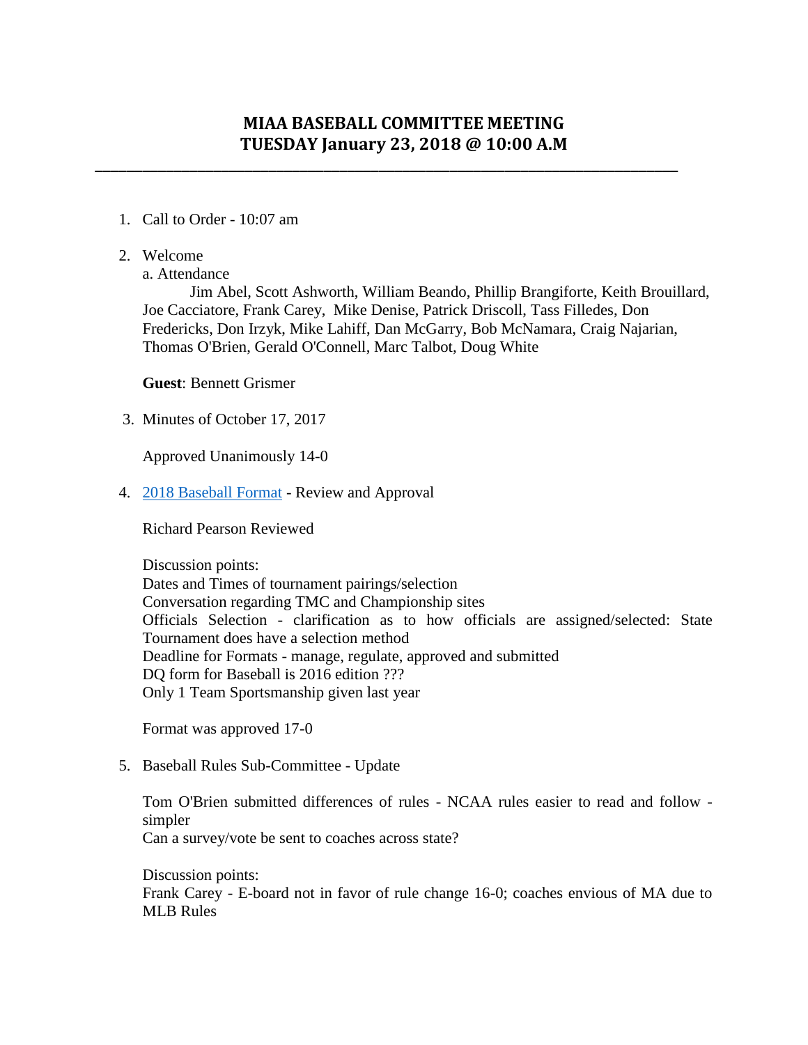# MIAA BASEBALL COMMITTEE MEETING
# TUESDAY January 23, 2018 @ 10:00 A.M

---

1. Call to Order - 10:07 am

2. Welcome

   a. Attendance

   Jim Abel, Scott Ashworth, William Beando, Phillip Brangiforte, Keith Brouillard, Joe Cacciatore, Frank Carey, Mike Denise, Patrick Driscoll, Tass Filledes, Don Fredericks, Don Irzyk, Mike Lahiff, Dan McGarry, Bob McNamara, Craig Najarian, Thomas O'Brien, Gerald O'Connell, Marc Talbot, Doug White

   **Guest**: Bennett Grismer

3. Minutes of October 17, 2017

   Approved Unanimously 14-0

4. 2018 Baseball Format - Review and Approval

   Richard Pearson Reviewed

   Discussion points:
   Dates and Times of tournament pairings/selection
   Conversation regarding TMC and Championship sites
   Officials Selection - clarification as to how officials are assigned/selected: State Tournament does have a selection method
   Deadline for Formats - manage, regulate, approved and submitted
   DQ form for Baseball is 2016 edition ???
   Only 1 Team Sportsmanship given last year

   Format was approved 17-0

5. Baseball Rules Sub-Committee - Update

   Tom O'Brien submitted differences of rules - NCAA rules easier to read and follow - simpler
   Can a survey/vote be sent to coaches across state?

   Discussion points:
   Frank Carey - E-board not in favor of rule change 16-0; coaches envious of MA due to MLB Rules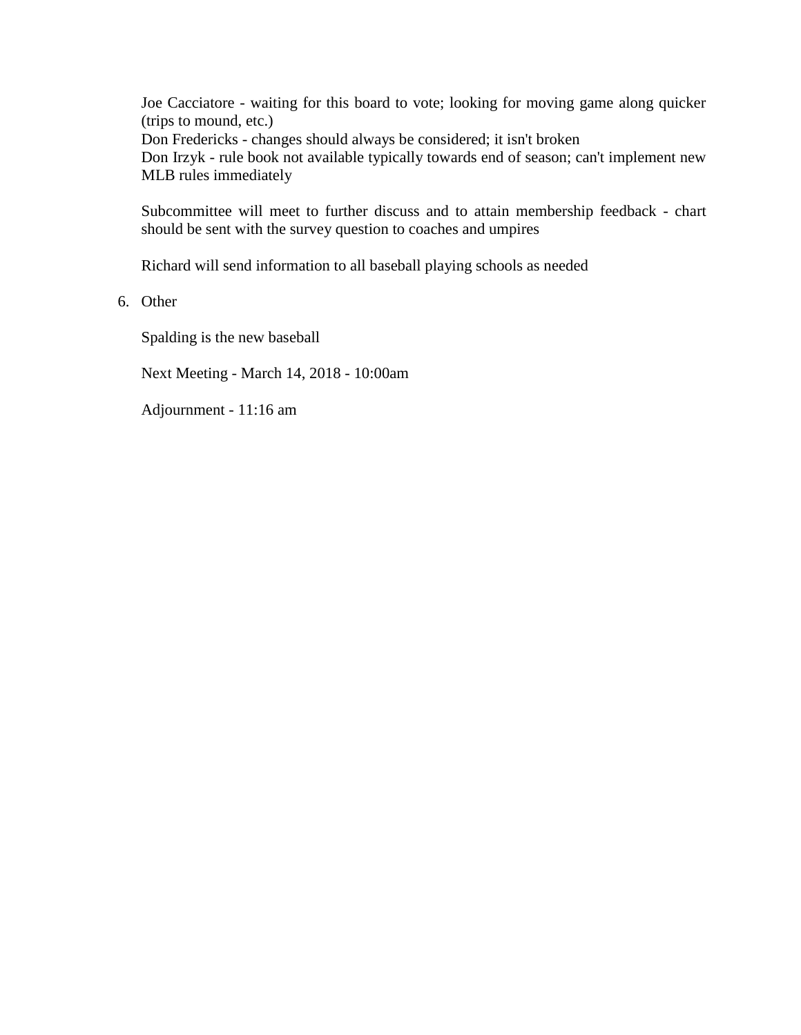Joe Cacciatore - waiting for this board to vote; looking for moving game along quicker (trips to mound, etc.)
Don Fredericks - changes should always be considered; it isn't broken
Don Irzyk - rule book not available typically towards end of season; can't implement new MLB rules immediately

Subcommittee will meet to further discuss and to attain membership feedback - chart should be sent with the survey question to coaches and umpires

Richard will send information to all baseball playing schools as needed

6. Other

   Spalding is the new baseball

   Next Meeting - March 14, 2018 - 10:00am

   Adjournment - 11:16 am